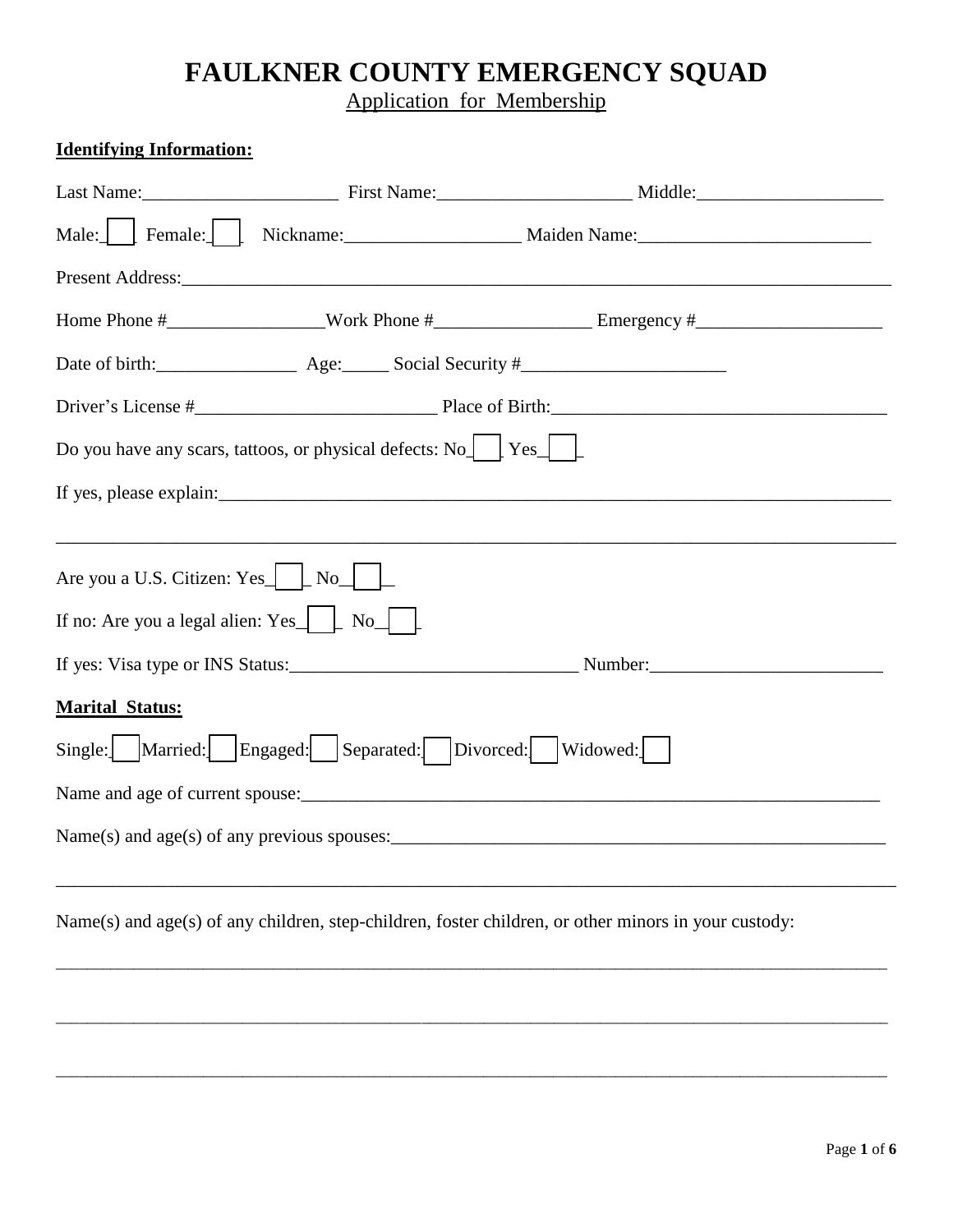# FAULKNER COUNTY EMERGENCY SQUAD

Application for Membership

**Identifying Information:**

Last Name:_____________________ First Name:_____________________ Middle:____________________

Male: ☐ Female: ☐ Nickname:___________________ Maiden Name:_________________________

Present Address:_______________________________________________________________________________

Home Phone #_________________Work Phone #_________________ Emergency #____________________

Date of birth:_______________ Age:_____ Social Security #______________________

Driver's License #__________________________ Place of Birth:____________________________________

Do you have any scars, tattoos, or physical defects: No ☐ Yes ☐

If yes, please explain:__________________________________________________________________________

_____________________________________________________________________________________________

Are you a U.S. Citizen: Yes ☐ No ☐

If no: Are you a legal alien: Yes ☐ No ☐

If yes: Visa type or INS Status:_______________________________ Number:_________________________

**Marital Status:**

Single: ☐ Married: ☐ Engaged: ☐ Separated: ☐ Divorced: ☐ Widowed: ☐

Name and age of current spouse:_________________________________________________________________

Name(s) and age(s) of any previous spouses:_______________________________________________________

_____________________________________________________________________________________________

Name(s) and age(s) of any children, step-children, foster children, or other minors in your custody:

_____________________________________________________________________________________________

_____________________________________________________________________________________________

_____________________________________________________________________________________________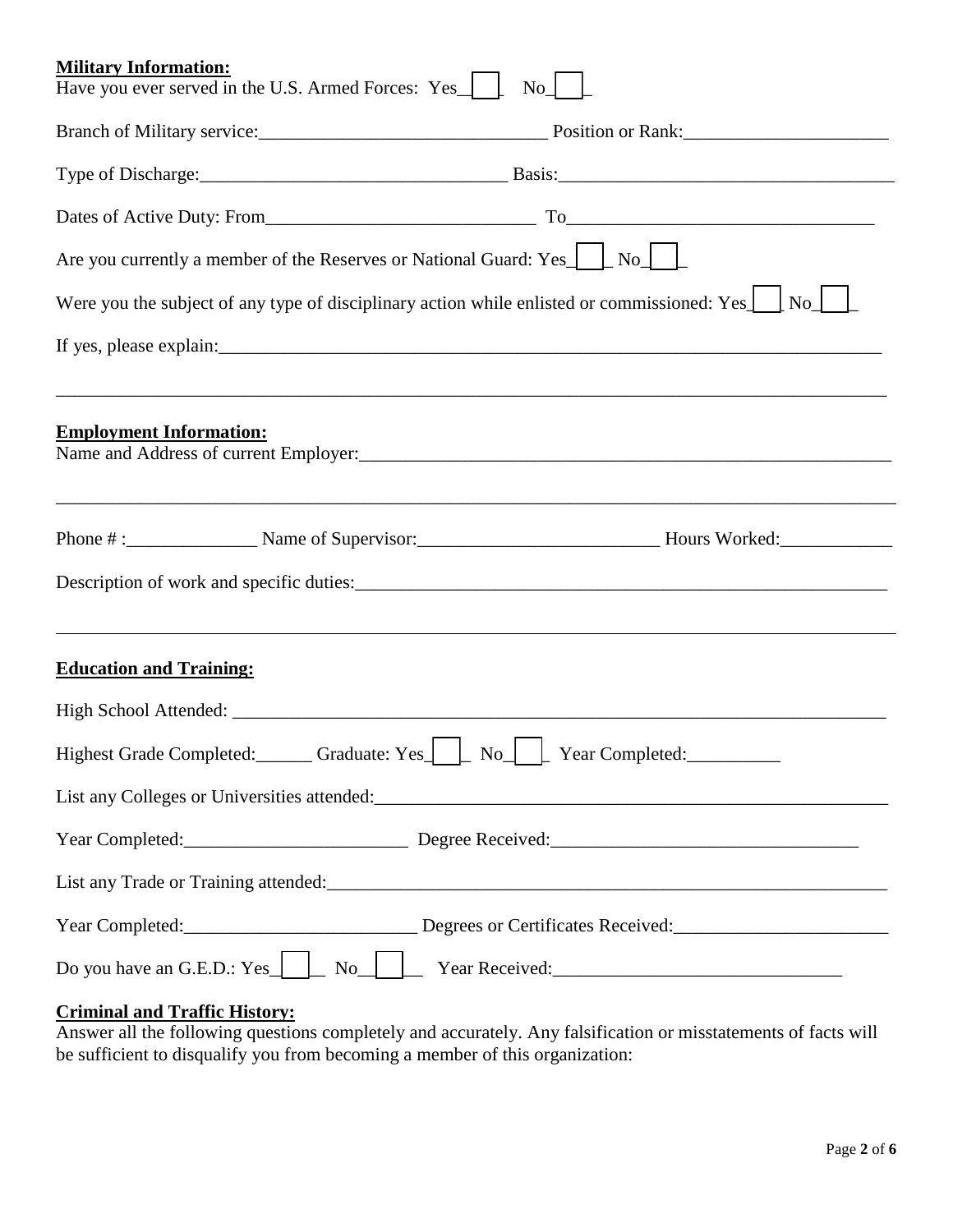**Military Information:**

Have you ever served in the U.S. Armed Forces: Yes☐ No☐

Branch of Military service:_______________________________ Position or Rank:______________________

Type of Discharge:_________________________________ Basis:____________________________________

Dates of Active Duty: From_____________________________ To_________________________________

Are you currently a member of the Reserves or National Guard: Yes☐ No☐

Were you the subject of any type of disciplinary action while enlisted or commissioned: Yes☐ No☐

If yes, please explain:___________________________________________________________________________

_________________________________________________________________________________________

**Employment Information:**

Name and Address of current Employer:_____________________________________________________________

_________________________________________________________________________________________

Phone # :______________ Name of Supervisor:__________________________ Hours Worked:____________

Description of work and specific duties:______________________________________________________________

_________________________________________________________________________________________

**Education and Training:**

High School Attended: ____________________________________________________________________________

Highest Grade Completed:______ Graduate: Yes☐ No☐ Year Completed:__________

List any Colleges or Universities attended:_____________________________________________________________

Year Completed:________________________ Degree Received:_________________________________

List any Trade or Training attended:_______________________________________________________________

Year Completed:_________________________ Degrees or Certificates Received:_______________________

Do you have an G.E.D.: Yes☐ No☐ Year Received:______________________________

**Criminal and Traffic History:**

Answer all the following questions completely and accurately. Any falsification or misstatements of facts will be sufficient to disqualify you from becoming a member of this organization: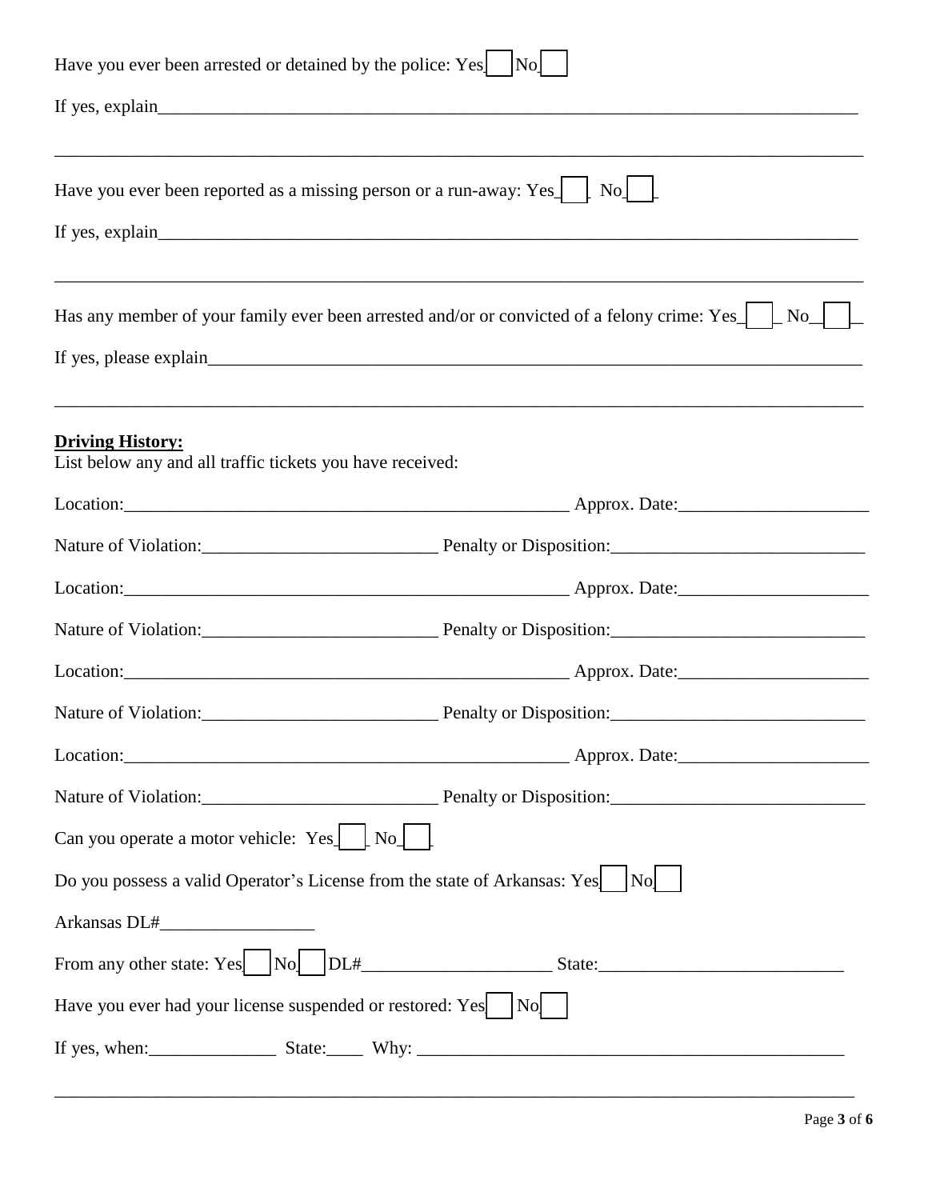Have you ever been arrested or detained by the police: Yes☐ No☐

If yes, explain_______________________________________________________________________________

_______________________________________________________________________________________________

Have you ever been reported as a missing person or a run-away: Yes☐ No☐

If yes, explain_______________________________________________________________________________

_______________________________________________________________________________________________

Has any member of your family ever been arrested and/or or convicted of a felony crime: Yes☐ No☐

If yes, please explain_________________________________________________________________________

_______________________________________________________________________________________________

**Driving History:**

List below any and all traffic tickets you have received:

Location:_____________________________________________ Approx. Date:___________________

Nature of Violation:_______________________ Penalty or Disposition:________________________

Location:_____________________________________________ Approx. Date:___________________

Nature of Violation:_______________________ Penalty or Disposition:________________________

Location:_____________________________________________ Approx. Date:___________________

Nature of Violation:_______________________ Penalty or Disposition:________________________

Location:_____________________________________________ Approx. Date:___________________

Nature of Violation:_______________________ Penalty or Disposition:________________________

Can you operate a motor vehicle: Yes☐ No☐

Do you possess a valid Operator's License from the state of Arkansas: Yes☐ No☐

Arkansas DL#_________________

From any other state: Yes☐ No☐ DL#____________________ State:__________________________

Have you ever had your license suspended or restored: Yes☐ No☐

If yes, when:______________ State:____ Why: _______________________________________________

_______________________________________________________________________________________________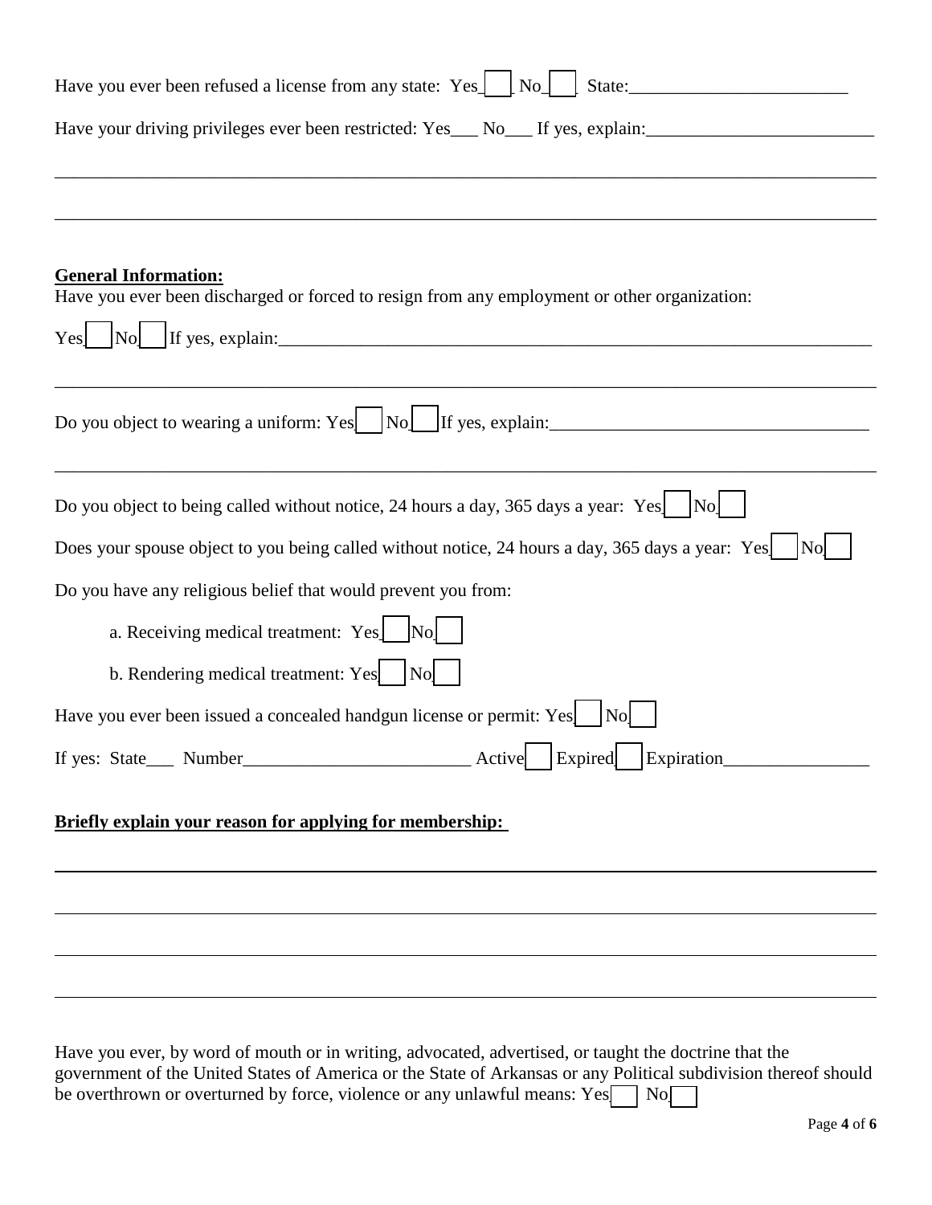Have you ever been refused a license from any state: Yes[ ] No[ ] State:________________________

Have your driving privileges ever been restricted: Yes___ No___ If yes, explain:_________________________

_____________________________________________________________________________________

_____________________________________________________________________________________

**General Information:**

Have you ever been discharged or forced to resign from any employment or other organization:

Yes[ ] No[ ] If yes, explain:____________________________________________________________________

_____________________________________________________________________________________

Do you object to wearing a uniform: Yes[ ] No[ ] If yes, explain:___________________________________

_____________________________________________________________________________________

Do you object to being called without notice, 24 hours a day, 365 days a year: Yes[ ] No[ ]

Does your spouse object to you being called without notice, 24 hours a day, 365 days a year: Yes[ ] No[ ]

Do you have any religious belief that would prevent you from:

a. Receiving medical treatment: Yes[ ] No[ ]

b. Rendering medical treatment: Yes[ ] No[ ]

Have you ever been issued a concealed handgun license or permit: Yes[ ] No[ ]

If yes: State___ Number_________________________ Active[ ] Expired[ ] Expiration________________

**Briefly explain your reason for applying for membership:**

_____________________________________________________________________________________

_____________________________________________________________________________________

_____________________________________________________________________________________

_____________________________________________________________________________________

Have you ever, by word of mouth or in writing, advocated, advertised, or taught the doctrine that the government of the United States of America or the State of Arkansas or any Political subdivision thereof should be overthrown or overturned by force, violence or any unlawful means: Yes[ ] No[ ]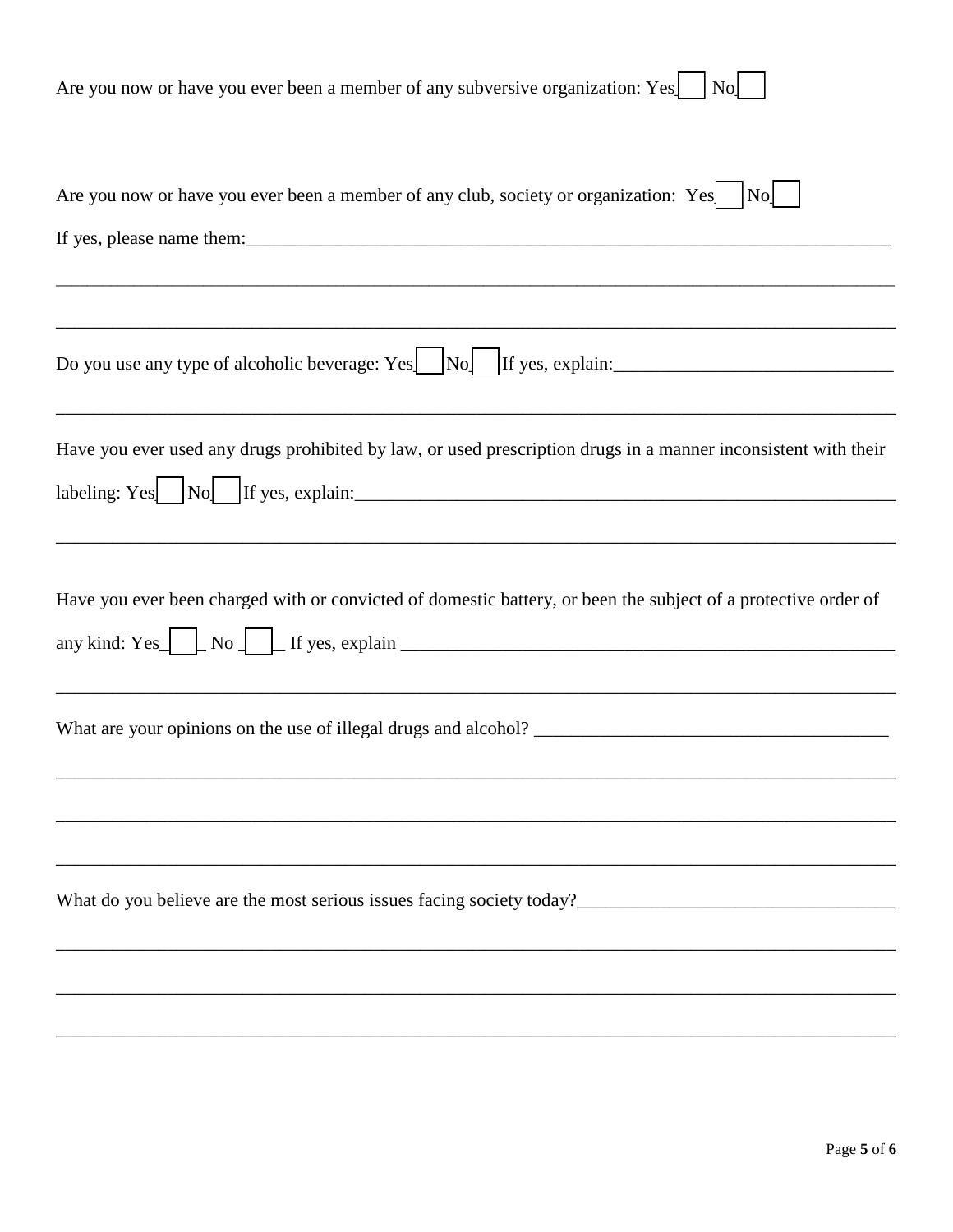Are you now or have you ever been a member of any subversive organization: Yes ☐ No ☐

Are you now or have you ever been a member of any club, society or organization: Yes ☐ No ☐

If yes, please name them:_______________________________________________________________________

_____________________________________________________________________________________________

_____________________________________________________________________________________________

Do you use any type of alcoholic beverage: Yes ☐ No ☐ If yes, explain:______________________________

_____________________________________________________________________________________________

Have you ever used any drugs prohibited by law, or used prescription drugs in a manner inconsistent with their labeling: Yes ☐ No ☐ If yes, explain:________________________________________________________

_____________________________________________________________________________________________

Have you ever been charged with or convicted of domestic battery, or been the subject of a protective order of any kind: Yes_☐_ No _☐_ If yes, explain ______________________________________________________

_____________________________________________________________________________________________

What are your opinions on the use of illegal drugs and alcohol? _____________________________________

_____________________________________________________________________________________________

_____________________________________________________________________________________________

_____________________________________________________________________________________________

What do you believe are the most serious issues facing society today?_________________________________

_____________________________________________________________________________________________

_____________________________________________________________________________________________

_____________________________________________________________________________________________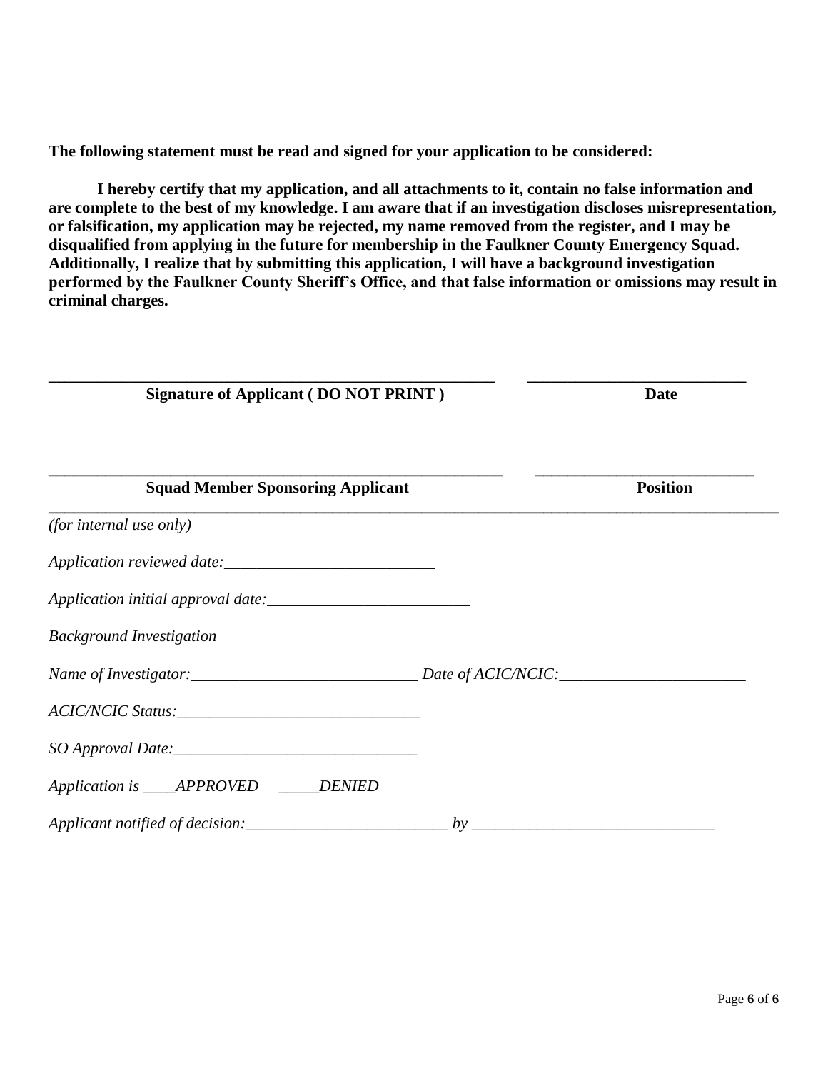**The following statement must be read and signed for your application to be considered:**

**I hereby certify that my application, and all attachments to it, contain no false information and are complete to the best of my knowledge. I am aware that if an investigation discloses misrepresentation, or falsification, my application may be rejected, my name removed from the register, and I may be disqualified from applying in the future for membership in the Faulkner County Emergency Squad. Additionally, I realize that by submitting this application, I will have a background investigation performed by the Faulkner County Sheriff's Office, and that false information or omissions may result in criminal charges.**

_________________________________________________________ ____________________________

**Signature of Applicant ( DO NOT PRINT )** **Date**

_________________________________________________________ ____________________________

**Squad Member Sponsoring Applicant** **Position**

---

*(for internal use only)*

*Application reviewed date:___________________________*

*Application initial approval date:__________________________*

*Background Investigation*

*Name of Investigator:_____________________________ Date of ACIC/NCIC:________________________*

*ACIC/NCIC Status:_______________________________*

*SO Approval Date:_______________________________*

*Application is ____APPROVED _____DENIED*

*Applicant notified of decision:__________________________ by _______________________________*